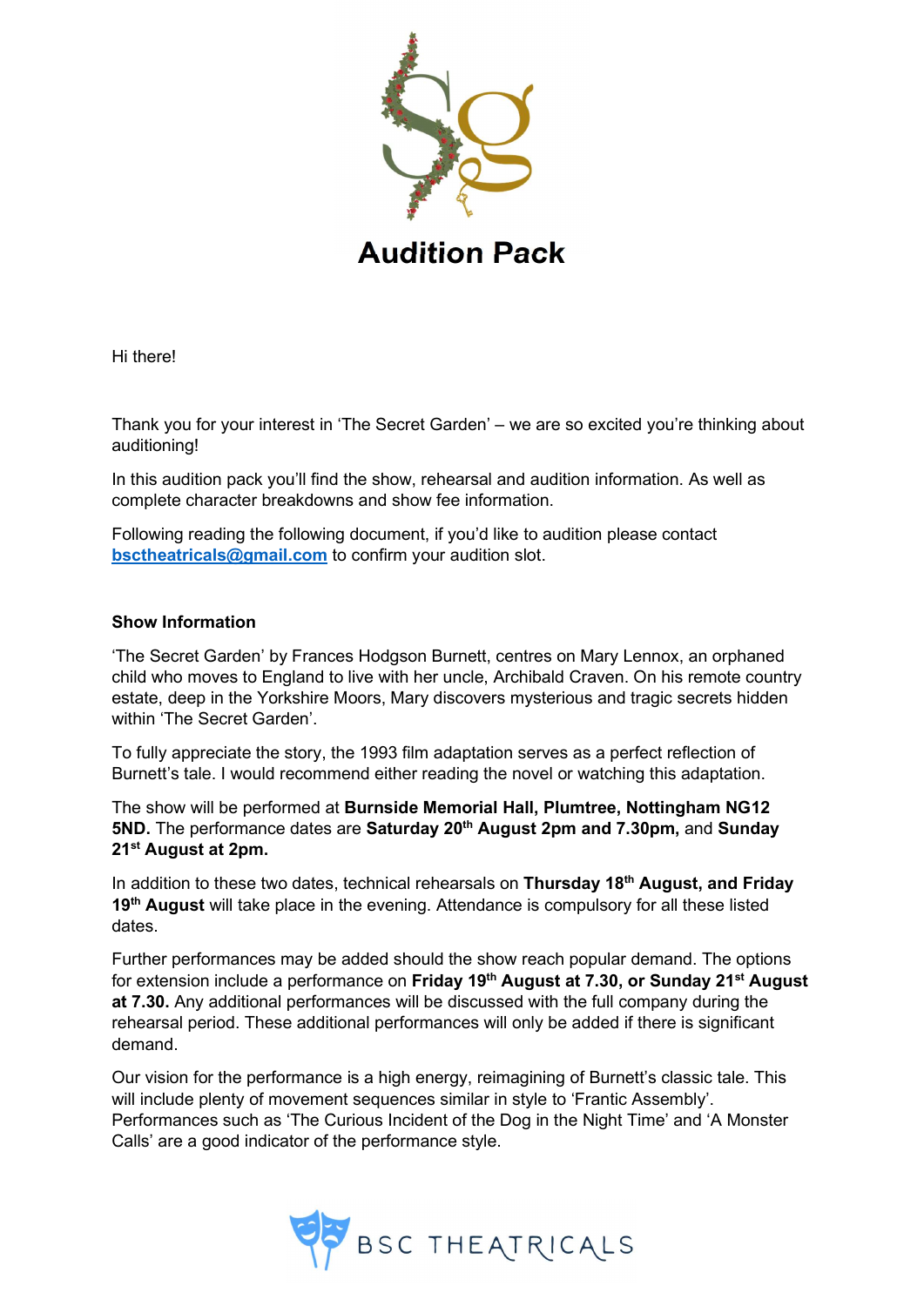# Audition Pack

Hi there!

Thank you for your interest in 'The Secret Garden' – we are so excited you're thinking about auditioning!

In this audition pack you'll find the show, rehearsal and audition information. As well as complete character breakdowns and show fee information.

Following reading the following document, if you'd like to audition please contact **bsctheatricals@gmail.com** to confirm your audition slot.

**Show Information**

'The Secret Garden' by Frances Hodgson Burnett, centres on Mary Lennox, an orphaned child who moves to England to live with her uncle, Archibald Craven. On his remote country estate, deep in the Yorkshire Moors, Mary discovers mysterious and tragic secrets hidden within 'The Secret Garden'.

To fully appreciate the story, the 1993 film adaptation serves as a perfect reflection of Burnett's tale. I would recommend either reading the novel or watching this adaptation.

The show will be performed at **Burnside Memorial Hall, Plumtree, Nottingham NG12 5ND.** The performance dates are **Saturday 20th August 2pm and 7.30pm,** and **Sunday 21st August at 2pm.**

In addition to these two dates, technical rehearsals on **Thursday 18th August, and Friday 19th August** will take place in the evening. Attendance is compulsory for all these listed dates.

Further performances may be added should the show reach popular demand. The options for extension include a performance on **Friday 19th August at 7.30, or Sunday 21st August at 7.30.** Any additional performances will be discussed with the full company during the rehearsal period. These additional performances will only be added if there is significant demand.

Our vision for the performance is a high energy, reimagining of Burnett's classic tale. This will include plenty of movement sequences similar in style to 'Frantic Assembly'. Performances such as 'The Curious Incident of the Dog in the Night Time' and 'A Monster Calls' are a good indicator of the performance style.

BSC THEATRICALS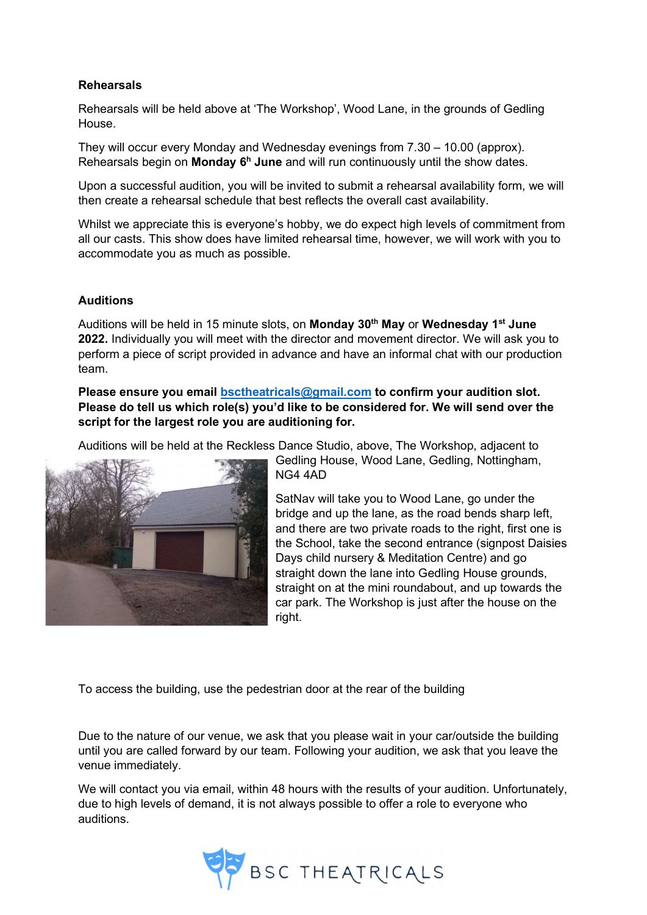**Rehearsals**

Rehearsals will be held above at 'The Workshop', Wood Lane, in the grounds of Gedling House.

They will occur every Monday and Wednesday evenings from 7.30 – 10.00 (approx). Rehearsals begin on **Monday 6h June** and will run continuously until the show dates.

Upon a successful audition, you will be invited to submit a rehearsal availability form, we will then create a rehearsal schedule that best reflects the overall cast availability.

Whilst we appreciate this is everyone's hobby, we do expect high levels of commitment from all our casts. This show does have limited rehearsal time, however, we will work with you to accommodate you as much as possible.

**Auditions**

Auditions will be held in 15 minute slots, on **Monday 30th May** or **Wednesday 1st June 2022.** Individually you will meet with the director and movement director. We will ask you to perform a piece of script provided in advance and have an informal chat with our production team.

**Please ensure you email [bsctheatricals@gmail.com](mailto:bsctheatricals@gmail.com) to confirm your audition slot. Please do tell us which role(s) you'd like to be considered for. We will send over the script for the largest role you are auditioning for.**

Auditions will be held at the Reckless Dance Studio, above, The Workshop, adjacent to Gedling House, Wood Lane, Gedling, Nottingham, NG4 4AD

SatNav will take you to Wood Lane, go under the bridge and up the lane, as the road bends sharp left, and there are two private roads to the right, first one is the School, take the second entrance (signpost Daisies Days child nursery & Meditation Centre) and go straight down the lane into Gedling House grounds, straight on at the mini roundabout, and up towards the car park. The Workshop is just after the house on the right.

To access the building, use the pedestrian door at the rear of the building

Due to the nature of our venue, we ask that you please wait in your car/outside the building until you are called forward by our team. Following your audition, we ask that you leave the venue immediately.

We will contact you via email, within 48 hours with the results of your audition. Unfortunately, due to high levels of demand, it is not always possible to offer a role to everyone who auditions.

BSC THEATRICALS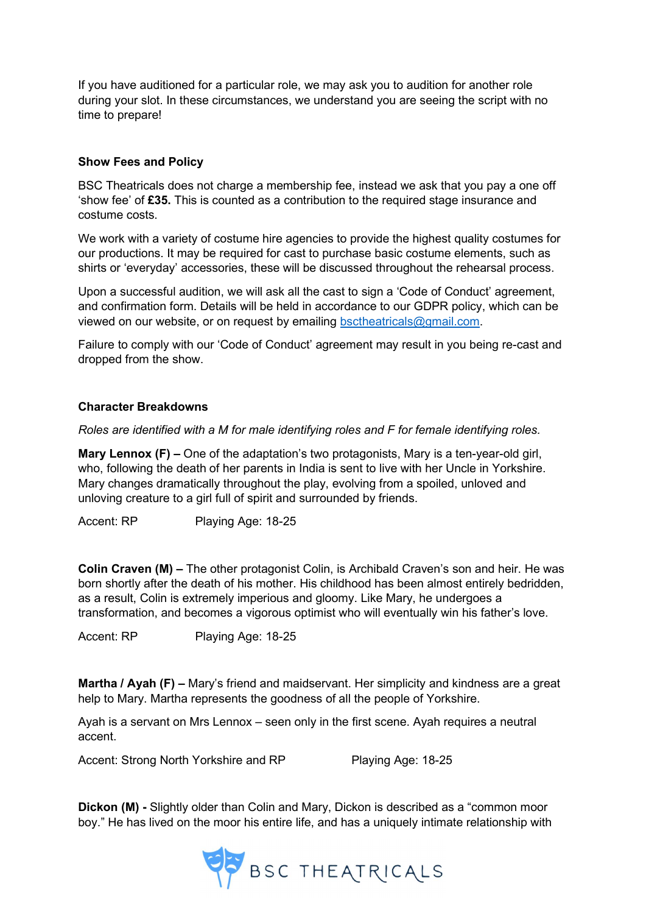If you have auditioned for a particular role, we may ask you to audition for another role during your slot. In these circumstances, we understand you are seeing the script with no time to prepare!

### Show Fees and Policy

BSC Theatricals does not charge a membership fee, instead we ask that you pay a one off 'show fee' of **£35.** This is counted as a contribution to the required stage insurance and costume costs.

We work with a variety of costume hire agencies to provide the highest quality costumes for our productions. It may be required for cast to purchase basic costume elements, such as shirts or 'everyday' accessories, these will be discussed throughout the rehearsal process.

Upon a successful audition, we will ask all the cast to sign a 'Code of Conduct' agreement, and confirmation form. Details will be held in accordance to our GDPR policy, which can be viewed on our website, or on request by emailing bsctheatricals@gmail.com.

Failure to comply with our 'Code of Conduct' agreement may result in you being re-cast and dropped from the show.

### Character Breakdowns

*Roles are identified with a M for male identifying roles and F for female identifying roles.*

**Mary Lennox (F) –** One of the adaptation's two protagonists, Mary is a ten-year-old girl, who, following the death of her parents in India is sent to live with her Uncle in Yorkshire. Mary changes dramatically throughout the play, evolving from a spoiled, unloved and unloving creature to a girl full of spirit and surrounded by friends.

Accent: RP Playing Age: 18-25

**Colin Craven (M) –** The other protagonist Colin, is Archibald Craven's son and heir. He was born shortly after the death of his mother. His childhood has been almost entirely bedridden, as a result, Colin is extremely imperious and gloomy. Like Mary, he undergoes a transformation, and becomes a vigorous optimist who will eventually win his father's love.

Accent: RP Playing Age: 18-25

**Martha / Ayah (F) –** Mary's friend and maidservant. Her simplicity and kindness are a great help to Mary. Martha represents the goodness of all the people of Yorkshire.

Ayah is a servant on Mrs Lennox – seen only in the first scene. Ayah requires a neutral accent.

Accent: Strong North Yorkshire and RP Playing Age: 18-25

**Dickon (M) -** Slightly older than Colin and Mary, Dickon is described as a "common moor boy." He has lived on the moor his entire life, and has a uniquely intimate relationship with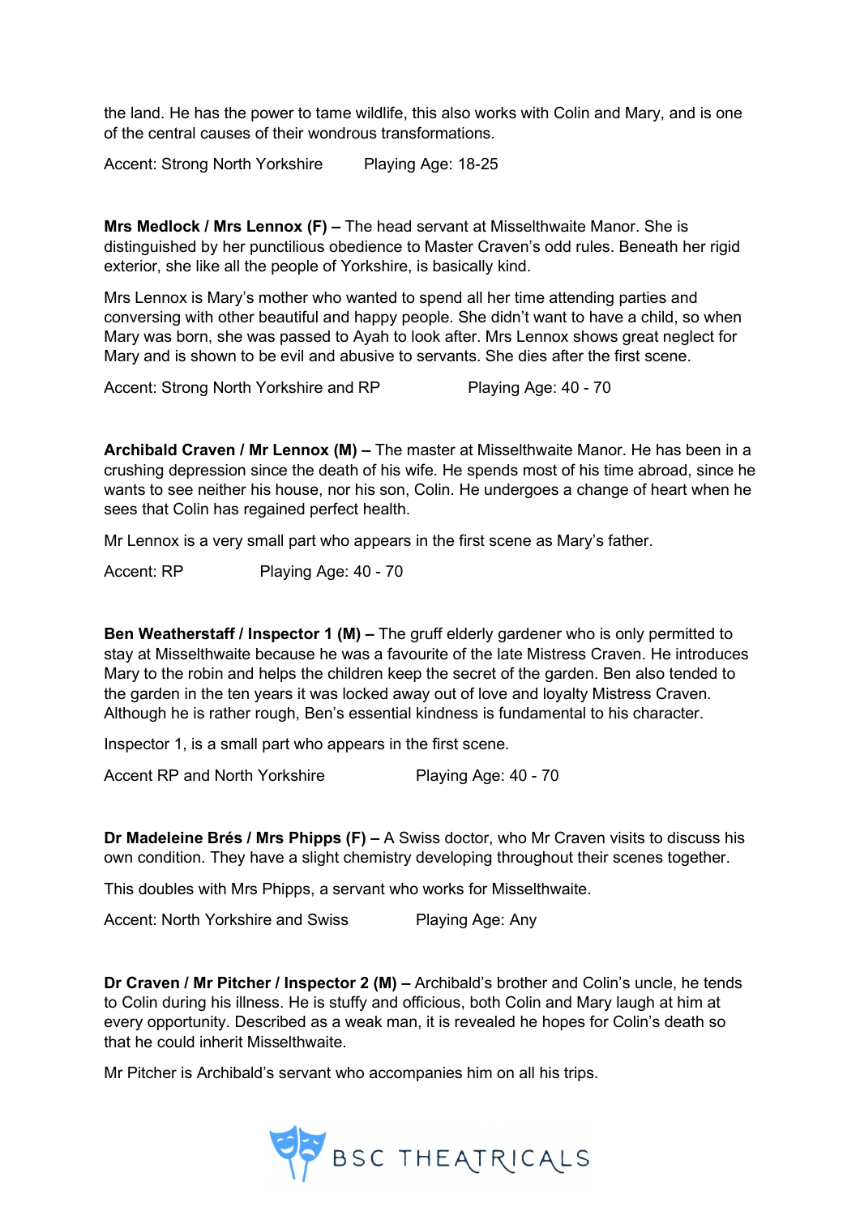the land. He has the power to tame wildlife, this also works with Colin and Mary, and is one of the central causes of their wondrous transformations.

Accent: Strong North Yorkshire Playing Age: 18-25

**Mrs Medlock / Mrs Lennox (F) –** The head servant at Misselthwaite Manor. She is distinguished by her punctilious obedience to Master Craven's odd rules. Beneath her rigid exterior, she like all the people of Yorkshire, is basically kind.

Mrs Lennox is Mary's mother who wanted to spend all her time attending parties and conversing with other beautiful and happy people. She didn't want to have a child, so when Mary was born, she was passed to Ayah to look after. Mrs Lennox shows great neglect for Mary and is shown to be evil and abusive to servants. She dies after the first scene.

Accent: Strong North Yorkshire and RP Playing Age: 40 - 70

**Archibald Craven / Mr Lennox (M) –** The master at Misselthwaite Manor. He has been in a crushing depression since the death of his wife. He spends most of his time abroad, since he wants to see neither his house, nor his son, Colin. He undergoes a change of heart when he sees that Colin has regained perfect health.

Mr Lennox is a very small part who appears in the first scene as Mary's father.

Accent: RP Playing Age: 40 - 70

**Ben Weatherstaff / Inspector 1 (M) –** The gruff elderly gardener who is only permitted to stay at Misselthwaite because he was a favourite of the late Mistress Craven. He introduces Mary to the robin and helps the children keep the secret of the garden. Ben also tended to the garden in the ten years it was locked away out of love and loyalty Mistress Craven. Although he is rather rough, Ben's essential kindness is fundamental to his character.

Inspector 1, is a small part who appears in the first scene.

Accent RP and North Yorkshire Playing Age: 40 - 70

**Dr Madeleine Brés / Mrs Phipps (F) –** A Swiss doctor, who Mr Craven visits to discuss his own condition. They have a slight chemistry developing throughout their scenes together.

This doubles with Mrs Phipps, a servant who works for Misselthwaite.

Accent: North Yorkshire and Swiss Playing Age: Any

**Dr Craven / Mr Pitcher / Inspector 2 (M) –** Archibald's brother and Colin's uncle, he tends to Colin during his illness. He is stuffy and officious, both Colin and Mary laugh at him at every opportunity. Described as a weak man, it is revealed he hopes for Colin's death so that he could inherit Misselthwaite.

Mr Pitcher is Archibald's servant who accompanies him on all his trips.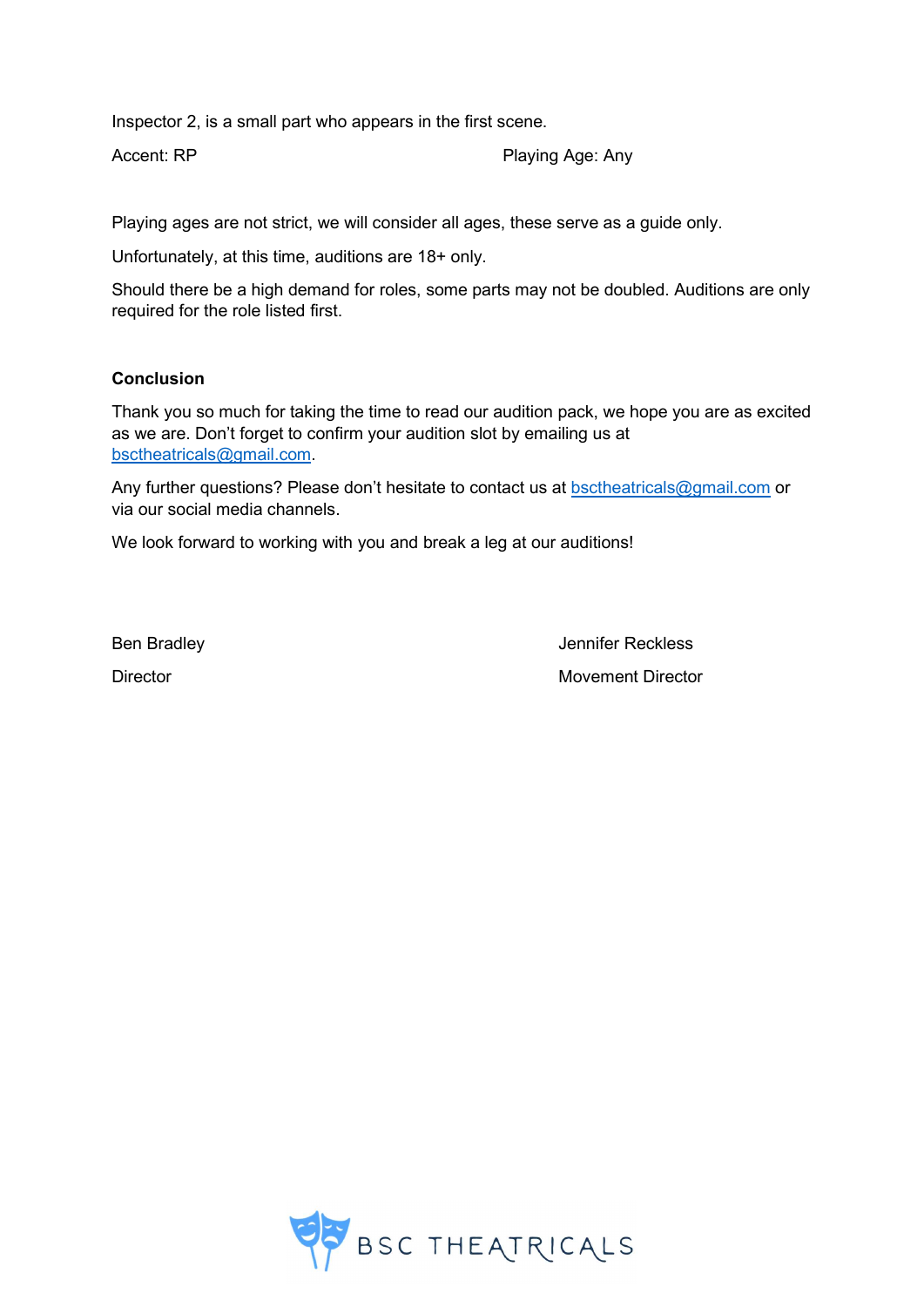Inspector 2, is a small part who appears in the first scene.

Accent: RP

Playing Age: Any

Playing ages are not strict, we will consider all ages, these serve as a guide only.

Unfortunately, at this time, auditions are 18+ only.

Should there be a high demand for roles, some parts may not be doubled. Auditions are only required for the role listed first.

**Conclusion**

Thank you so much for taking the time to read our audition pack, we hope you are as excited as we are. Don't forget to confirm your audition slot by emailing us at bsctheatricals@gmail.com.

Any further questions? Please don't hesitate to contact us at bsctheatricals@gmail.com or via our social media channels.

We look forward to working with you and break a leg at our auditions!

Ben Bradley

Director

Jennifer Reckless

Movement Director

BSC THEATRICALS